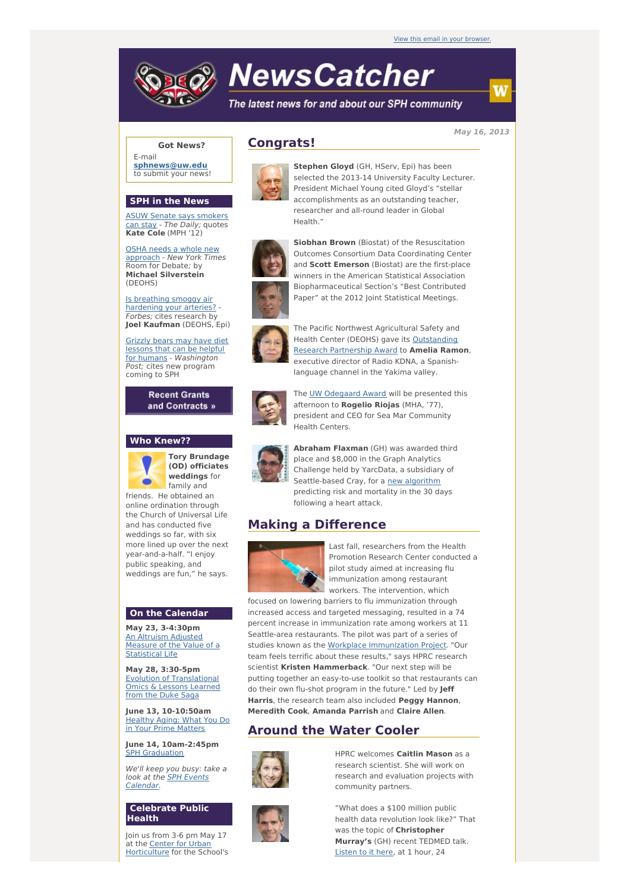View this email in your browser.

# NewsCatcher

*The latest news for and about our SPH community*

May 16, 2013

**Got News?**
E-mail **sphnews@uw.edu** to submit your news!

## SPH in the News

ASUW Senate says smokers can stay - *The Daily;* quotes **Kate Cole** (MPH '12)

OSHA needs a whole new approach - *New York Times* Room for Debate; by **Michael Silverstein** (DEOHS)

Is breathing smoggy air hardening your arteries? - *Forbes;* cites research by **Joel Kaufman** (DEOHS, Epi)

Grizzly bears may have diet lessons that can be helpful for humans - *Washington Post;* cites new program coming to SPH

**Recent Grants and Contracts »**

## Who Knew??

**Tory Brundage (OD) officiates weddings** for family and friends. He obtained an online ordination through the Church of Universal Life and has conducted five weddings so far, with six more lined up over the next year-and-a-half. "I enjoy public speaking, and weddings are fun," he says.

## On the Calendar

**May 23, 3-4:30pm**
An Altruism Adjusted Measure of the Value of a Statistical Life

**May 28, 3:30-5pm**
Evolution of Translational Omics & Lessons Learned from the Duke Saga

**June 13, 10-10:50am**
Healthy Aging: What You Do in Your Prime Matters

**June 14, 10am-2:45pm**
SPH Graduation

*We'll keep you busy: take a look at the SPH Events Calendar.*

## Celebrate Public Health

Join us from 3-6 pm May 17 at the Center for Urban Horticulture for the School's

## Congrats!

**Stephen Gloyd** (GH, HServ, Epi) has been selected the 2013-14 University Faculty Lecturer. President Michael Young cited Gloyd's "stellar accomplishments as an outstanding teacher, researcher and all-round leader in Global Health."

**Siobhan Brown** (Biostat) of the Resuscitation Outcomes Consortium Data Coordinating Center and **Scott Emerson** (Biostat) are the first-place winners in the American Statistical Association Biopharmaceutical Section's "Best Contributed Paper" at the 2012 Joint Statistical Meetings.

The Pacific Northwest Agricultural Safety and Health Center (DEOHS) gave its Outstanding Research Partnership Award to **Amelia Ramon**, executive director of Radio KDNA, a Spanish-language channel in the Yakima valley.

The UW Odegaard Award will be presented this afternoon to **Rogelio Riojas** (MHA, '77), president and CEO for Sea Mar Community Health Centers.

**Abraham Flaxman** (GH) was awarded third place and $8,000 in the Graph Analytics Challenge held by YarcData, a subsidiary of Seattle-based Cray, for a new algorithm predicting risk and mortality in the 30 days following a heart attack.

## Making a Difference

Last fall, researchers from the Health Promotion Research Center conducted a pilot study aimed at increasing flu immunization among restaurant workers. The intervention, which focused on lowering barriers to flu immunization through increased access and targeted messaging, resulted in a 74 percent increase in immunization rate among workers at 11 Seattle-area restaurants. The pilot was part of a series of studies known as the Workplace Immunization Project. "Our team feels terrific about these results," says HPRC research scientist **Kristen Hammerback**. "Our next step will be putting together an easy-to-use toolkit so that restaurants can do their own flu-shot program in the future." Led by **Jeff Harris**, the research team also included **Peggy Hannon**, **Meredith Cook**, **Amanda Parrish** and **Claire Allen**.

## Around the Water Cooler

HPRC welcomes **Caitlin Mason** as a research scientist. She will work on research and evaluation projects with community partners.

"What does a $100 million public health data revolution look like?" That was the topic of **Christopher Murray's** (GH) recent TEDMED talk. Listen to it here, at 1 hour, 24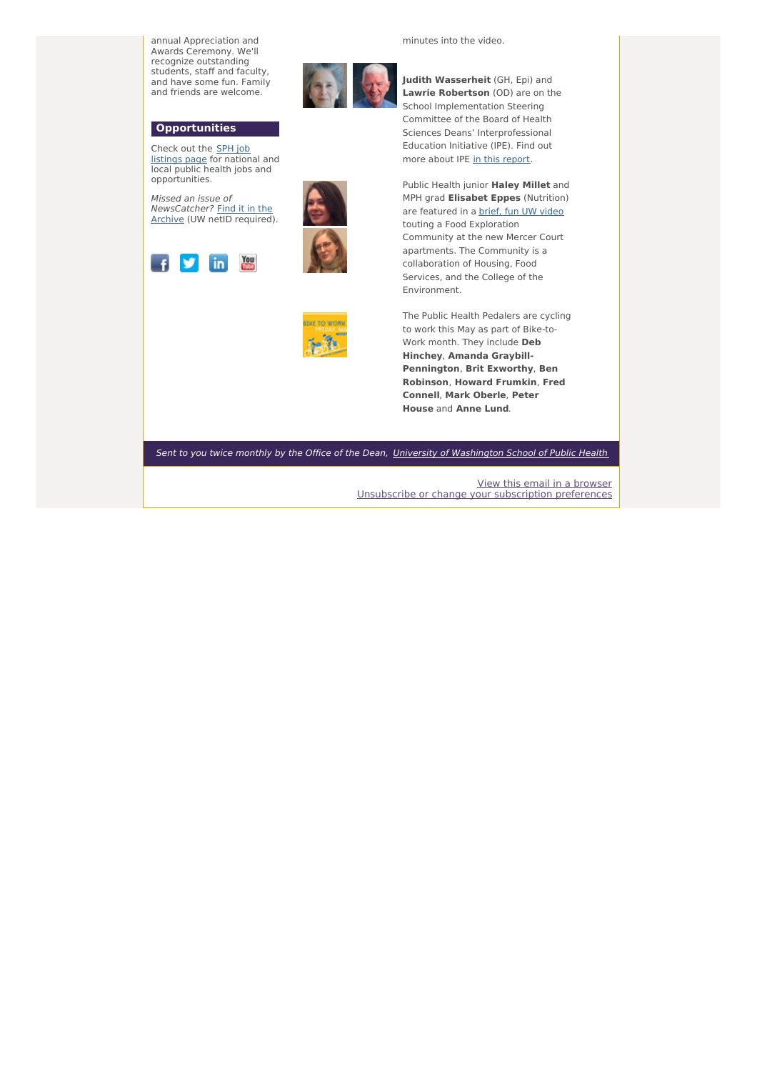annual Appreciation and Awards Ceremony. We'll recognize outstanding students, staff and faculty, and have some fun. Family and friends are welcome.

## Opportunities

Check out the SPH job listings page for national and local public health jobs and opportunities.

*Missed an issue of NewsCatcher?* Find it in the Archive (UW netID required).

minutes into the video.

**Judith Wasserheit** (GH, Epi) and **Lawrie Robertson** (OD) are on the School Implementation Steering Committee of the Board of Health Sciences Deans' Interprofessional Education Initiative (IPE). Find out more about IPE in this report.

Public Health junior **Haley Millet** and MPH grad **Elisabet Eppes** (Nutrition) are featured in a brief, fun UW video touting a Food Exploration Community at the new Mercer Court apartments. The Community is a collaboration of Housing, Food Services, and the College of the Environment.

The Public Health Pedalers are cycling to work this May as part of Bike-to-Work month. They include **Deb Hinchey**, **Amanda Graybill-Pennington**, **Brit Exworthy**, **Ben Robinson**, **Howard Frumkin**, **Fred Connell**, **Mark Oberle**, **Peter House** and **Anne Lund**.

*Sent to you twice monthly by the Office of the Dean, University of Washington School of Public Health*

View this email in a browser
Unsubscribe or change your subscription preferences